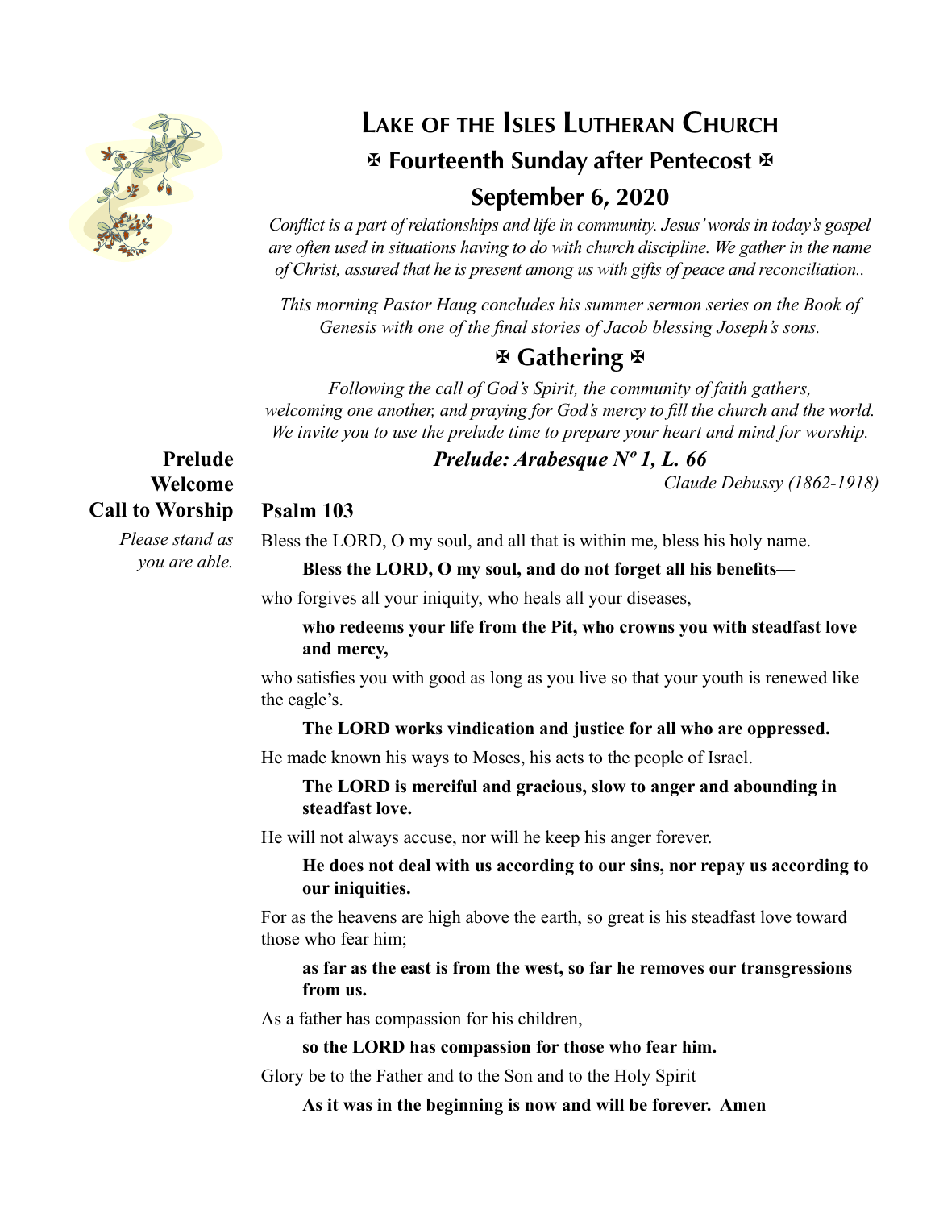# Lake of the Isles Lutheran Church

## ✠ Fourteenth Sunday after Pentecost ✠

## September 6, 2020

*Conflict is a part of relationships and life in community. Jesus' words in today's gospel are often used in situations having to do with church discipline. We gather in the name of Christ, assured that he is present among us with gifts of peace and reconciliation..*

*This morning Pastor Haug concludes his summer sermon series on the Book of Genesis with one of the final stories of Jacob blessing Joseph's sons.*

## ✠ Gathering ✠

*Following the call of God's Spirit, the community of faith gathers, welcoming one another, and praying for God's mercy to fill the church and the world. We invite you to use the prelude time to prepare your heart and mind for worship.*

**Prelude**

***Prelude: Arabesque Nº 1, L. 66***

*Claude Debussy (1862-1918)*

**Welcome**

**Call to Worship**

*Please stand as you are able.*

**Psalm 103**

Bless the LORD, O my soul, and all that is within me, bless his holy name.

**Bless the LORD, O my soul, and do not forget all his benefits—**

who forgives all your iniquity, who heals all your diseases,

**who redeems your life from the Pit, who crowns you with steadfast love and mercy,**

who satisfies you with good as long as you live so that your youth is renewed like the eagle's.

**The LORD works vindication and justice for all who are oppressed.**

He made known his ways to Moses, his acts to the people of Israel.

**The LORD is merciful and gracious, slow to anger and abounding in steadfast love.**

He will not always accuse, nor will he keep his anger forever.

**He does not deal with us according to our sins, nor repay us according to our iniquities.**

For as the heavens are high above the earth, so great is his steadfast love toward those who fear him;

**as far as the east is from the west, so far he removes our transgressions from us.**

As a father has compassion for his children,

**so the LORD has compassion for those who fear him.**

Glory be to the Father and to the Son and to the Holy Spirit

**As it was in the beginning is now and will be forever. Amen**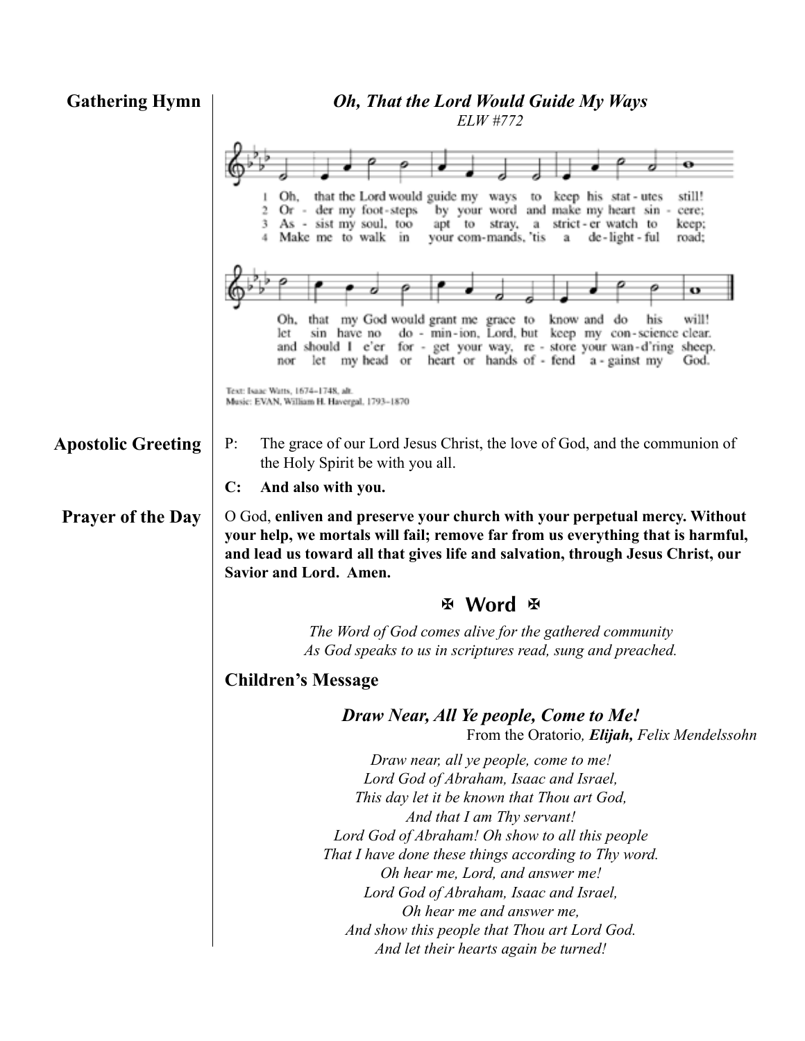**Gathering Hymn**

***Oh, That the Lord Would Guide My Ways***

*ELW #772*

1 Oh, that the Lord would guide my ways to keep his stat-utes still! Oh, that my God would grant me grace to know and do his will!
2 Or-der my foot-steps by your word and make my heart sin-cere; let sin have no do-min-ion, Lord, but keep my con-science clear.
3 As-sist my soul, too apt to stray, a strict-er watch to keep; and should I e'er for-get your way, re-store your wan-d'ring sheep.
4 Make me to walk in your com-mands, 'tis a de-light-ful road; nor let my head or heart or hands of-fend a-gainst my God.

Text: Isaac Watts, 1674–1748, alt.
Music: EVAN, William H. Havergal, 1793–1870

**Apostolic Greeting**

P: The grace of our Lord Jesus Christ, the love of God, and the communion of the Holy Spirit be with you all.

**C: And also with you.**

**Prayer of the Day**

O God, **enliven and preserve your church with your perpetual mercy. Without your help, we mortals will fail; remove far from us everything that is harmful, and lead us toward all that gives life and salvation, through Jesus Christ, our Savior and Lord. Amen.**

## ✠ Word ✠

*The Word of God comes alive for the gathered community*
*As God speaks to us in scriptures read, sung and preached.*

### Children's Message

***Draw Near, All Ye people, Come to Me!***

From the Oratorio, ***Elijah,*** *Felix Mendelssohn*

*Draw near, all ye people, come to me!*
*Lord God of Abraham, Isaac and Israel,*
*This day let it be known that Thou art God,*
*And that I am Thy servant!*
*Lord God of Abraham! Oh show to all this people*
*That I have done these things according to Thy word.*
*Oh hear me, Lord, and answer me!*
*Lord God of Abraham, Isaac and Israel,*
*Oh hear me and answer me,*
*And show this people that Thou art Lord God.*
*And let their hearts again be turned!*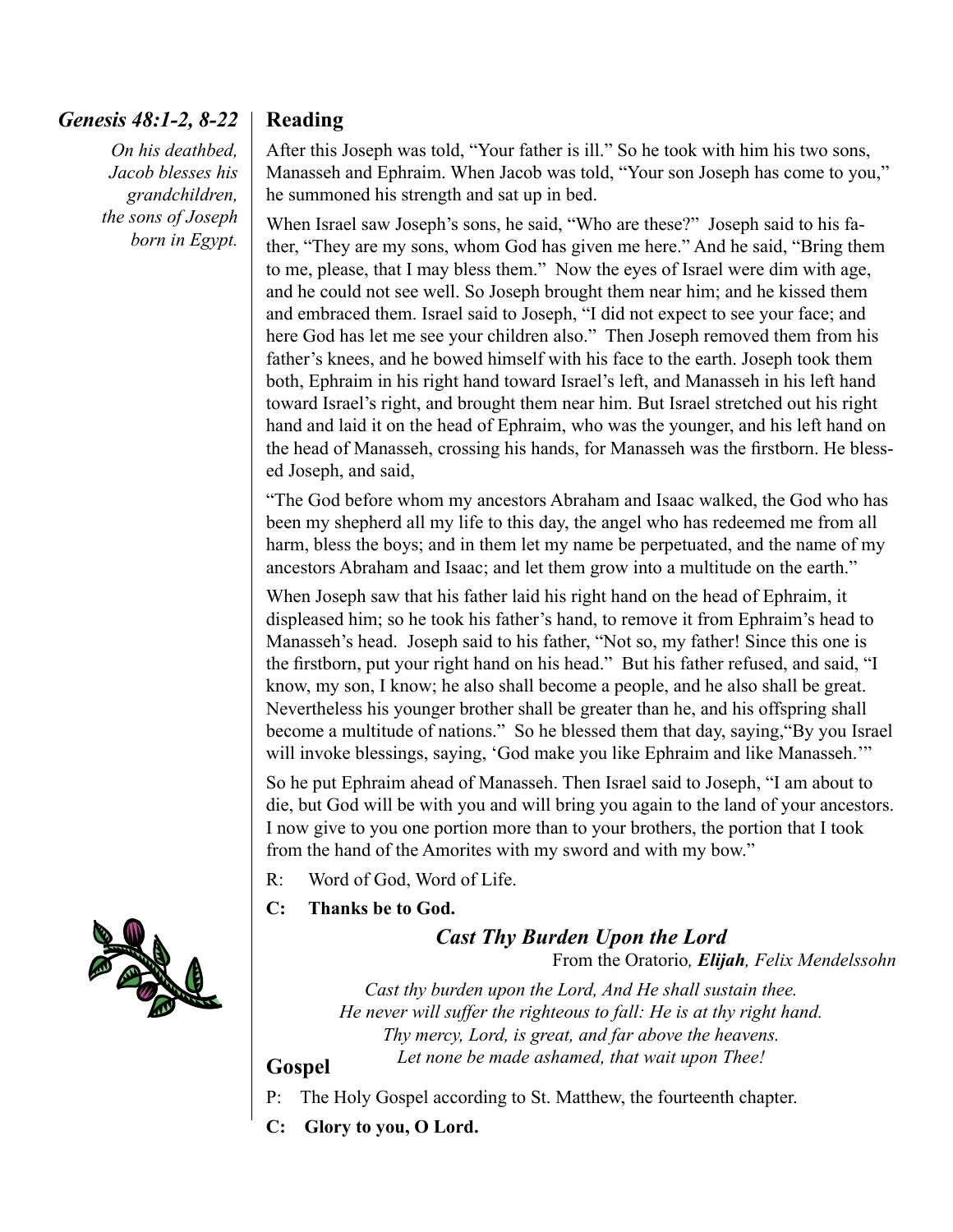*Genesis 48:1-2, 8-22*

*On his deathbed, Jacob blesses his grandchildren, the sons of Joseph born in Egypt.*

## Reading

After this Joseph was told, "Your father is ill." So he took with him his two sons, Manasseh and Ephraim. When Jacob was told, "Your son Joseph has come to you," he summoned his strength and sat up in bed.

When Israel saw Joseph's sons, he said, "Who are these?" Joseph said to his father, "They are my sons, whom God has given me here." And he said, "Bring them to me, please, that I may bless them." Now the eyes of Israel were dim with age, and he could not see well. So Joseph brought them near him; and he kissed them and embraced them. Israel said to Joseph, "I did not expect to see your face; and here God has let me see your children also." Then Joseph removed them from his father's knees, and he bowed himself with his face to the earth. Joseph took them both, Ephraim in his right hand toward Israel's left, and Manasseh in his left hand toward Israel's right, and brought them near him. But Israel stretched out his right hand and laid it on the head of Ephraim, who was the younger, and his left hand on the head of Manasseh, crossing his hands, for Manasseh was the firstborn. He blessed Joseph, and said,

"The God before whom my ancestors Abraham and Isaac walked, the God who has been my shepherd all my life to this day, the angel who has redeemed me from all harm, bless the boys; and in them let my name be perpetuated, and the name of my ancestors Abraham and Isaac; and let them grow into a multitude on the earth."

When Joseph saw that his father laid his right hand on the head of Ephraim, it displeased him; so he took his father's hand, to remove it from Ephraim's head to Manasseh's head. Joseph said to his father, "Not so, my father! Since this one is the firstborn, put your right hand on his head." But his father refused, and said, "I know, my son, I know; he also shall become a people, and he also shall be great. Nevertheless his younger brother shall be greater than he, and his offspring shall become a multitude of nations." So he blessed them that day, saying,"By you Israel will invoke blessings, saying, 'God make you like Ephraim and like Manasseh.'"

So he put Ephraim ahead of Manasseh. Then Israel said to Joseph, "I am about to die, but God will be with you and will bring you again to the land of your ancestors. I now give to you one portion more than to your brothers, the portion that I took from the hand of the Amorites with my sword and with my bow."

R: Word of God, Word of Life.

**C: Thanks be to God.**

### *Cast Thy Burden Upon the Lord*

From the Oratorio, ***Elijah***, *Felix Mendelssohn*

*Cast thy burden upon the Lord, And He shall sustain thee.*
*He never will suffer the righteous to fall: He is at thy right hand.*
*Thy mercy, Lord, is great, and far above the heavens.*
*Let none be made ashamed, that wait upon Thee!*

## Gospel

P: The Holy Gospel according to St. Matthew, the fourteenth chapter.

**C: Glory to you, O Lord.**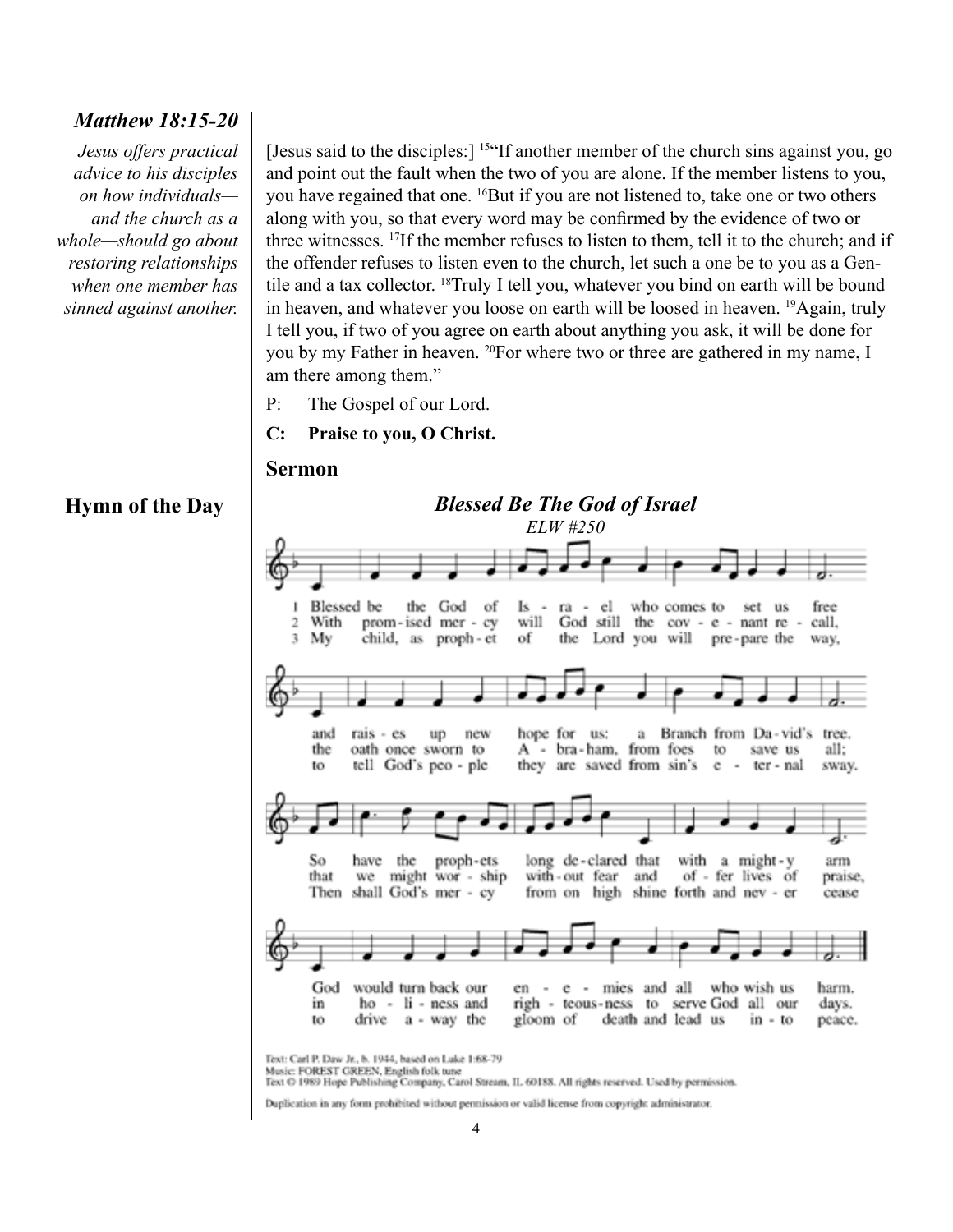## *Matthew 18:15-20*

*Jesus offers practical advice to his disciples on how individuals—and the church as a whole—should go about restoring relationships when one member has sinned against another.*

[Jesus said to the disciples:] [15]"If another member of the church sins against you, go and point out the fault when the two of you are alone. If the member listens to you, you have regained that one. [16]But if you are not listened to, take one or two others along with you, so that every word may be confirmed by the evidence of two or three witnesses. [17]If the member refuses to listen to them, tell it to the church; and if the offender refuses to listen even to the church, let such a one be to you as a Gentile and a tax collector. [18]Truly I tell you, whatever you bind on earth will be bound in heaven, and whatever you loose on earth will be loosed in heaven. [19]Again, truly I tell you, if two of you agree on earth about anything you ask, it will be done for you by my Father in heaven. [20]For where two or three are gathered in my name, I am there among them."

P: The Gospel of our Lord.

**C: Praise to you, O Christ.**

## Sermon

## Hymn of the Day

### *Blessed Be The God of Israel*

*ELW #250*

1 Blessed be the God of Israel who comes to set us free and raises up new hope for us: a Branch from David's tree. So have the prophets long declared that with a mighty arm God would turn back our enemies and all who wish us harm.

2 With promised mercy will God still the covenant recall, the oath once sworn to Abraham, from foes to save us all; that we might worship without fear and offer lives of praise, in holiness and righteousness to serve God all our days.

3 My child, as prophet of the Lord you will prepare the way, to tell God's people they are saved from sin's eternal sway. Then shall God's mercy from on high shine forth and never cease to drive away the gloom of death and lead us into peace.

Text: Carl P. Daw Jr., b. 1944, based on Luke 1:68-79
Music: FOREST GREEN, English folk tune
Text © 1989 Hope Publishing Company, Carol Stream, IL 60188. All rights reserved. Used by permission.

Duplication in any form prohibited without permission or valid license from copyright administrator.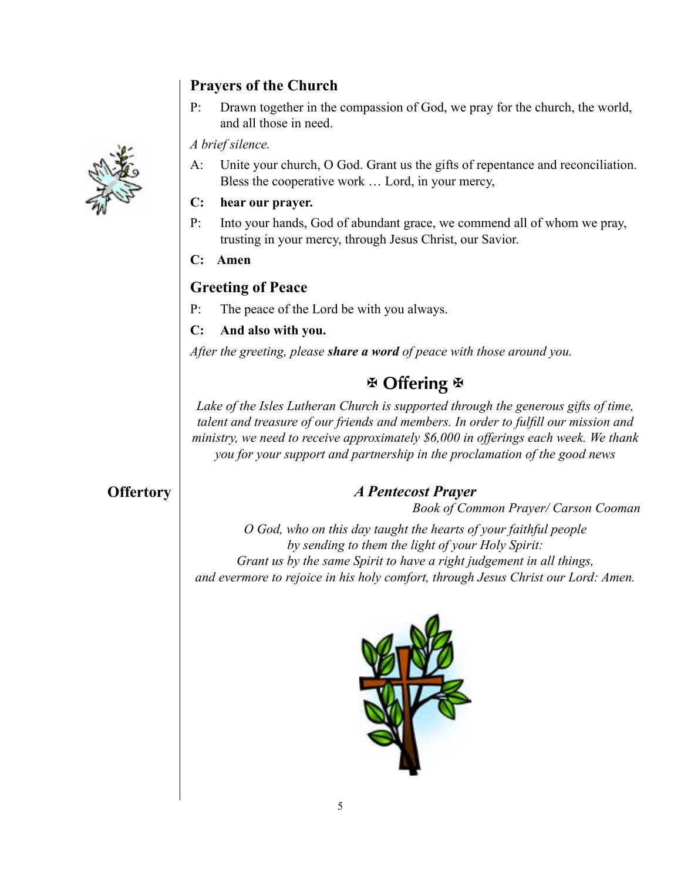## Prayers of the Church

P: Drawn together in the compassion of God, we pray for the church, the world, and all those in need.

*A brief silence.*

A: Unite your church, O God. Grant us the gifts of repentance and reconciliation. Bless the cooperative work … Lord, in your mercy,

**C: hear our prayer.**

P: Into your hands, God of abundant grace, we commend all of whom we pray, trusting in your mercy, through Jesus Christ, our Savior.

**C: Amen**

## Greeting of Peace

P: The peace of the Lord be with you always.

**C: And also with you.**

*After the greeting, please* ***share a word*** *of peace with those around you.*

## ✠ Offering ✠

*Lake of the Isles Lutheran Church is supported through the generous gifts of time, talent and treasure of our friends and members. In order to fulfill our mission and ministry, we need to receive approximately $6,000 in offerings each week. We thank you for your support and partnership in the proclamation of the good news*

**Offertory**

***A Pentecost Prayer***

*Book of Common Prayer/ Carson Cooman*

*O God, who on this day taught the hearts of your faithful people*
*by sending to them the light of your Holy Spirit:*
*Grant us by the same Spirit to have a right judgement in all things,*
*and evermore to rejoice in his holy comfort, through Jesus Christ our Lord: Amen.*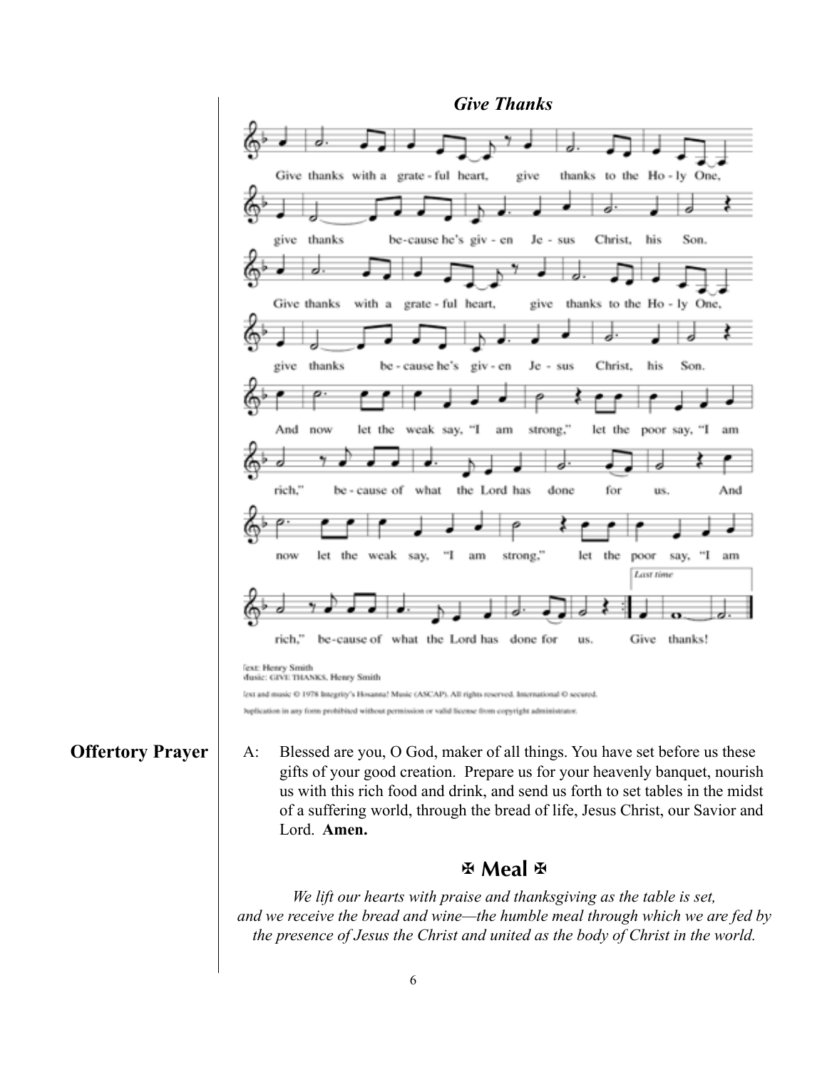## *Give Thanks*

Give thanks with a grate-ful heart, give thanks to the Ho-ly One, give thanks be-cause he's giv-en Je-sus Christ, his Son.

Give thanks with a grate-ful heart, give thanks to the Ho-ly One, give thanks be-cause he's giv-en Je-sus Christ, his Son.

And now let the weak say, "I am strong," let the poor say, "I am rich," be-cause of what the Lord has done for us. And now let the weak say, "I am strong," let the poor say, "I am rich," be-cause of what the Lord has done for us. *Last time* Give thanks!

Text: Henry Smith
Music: GIVE THANKS, Henry Smith
Text and music © 1978 Integrity's Hosanna! Music (ASCAP). All rights reserved. International © secured.
Duplication in any form prohibited without permission or valid license from copyright administrator.

**Offertory Prayer**

A: Blessed are you, O God, maker of all things. You have set before us these gifts of your good creation. Prepare us for your heavenly banquet, nourish us with this rich food and drink, and send us forth to set tables in the midst of a suffering world, through the bread of life, Jesus Christ, our Savior and Lord. **Amen.**

## ✠ Meal ✠

*We lift our hearts with praise and thanksgiving as the table is set, and we receive the bread and wine—the humble meal through which we are fed by the presence of Jesus the Christ and united as the body of Christ in the world.*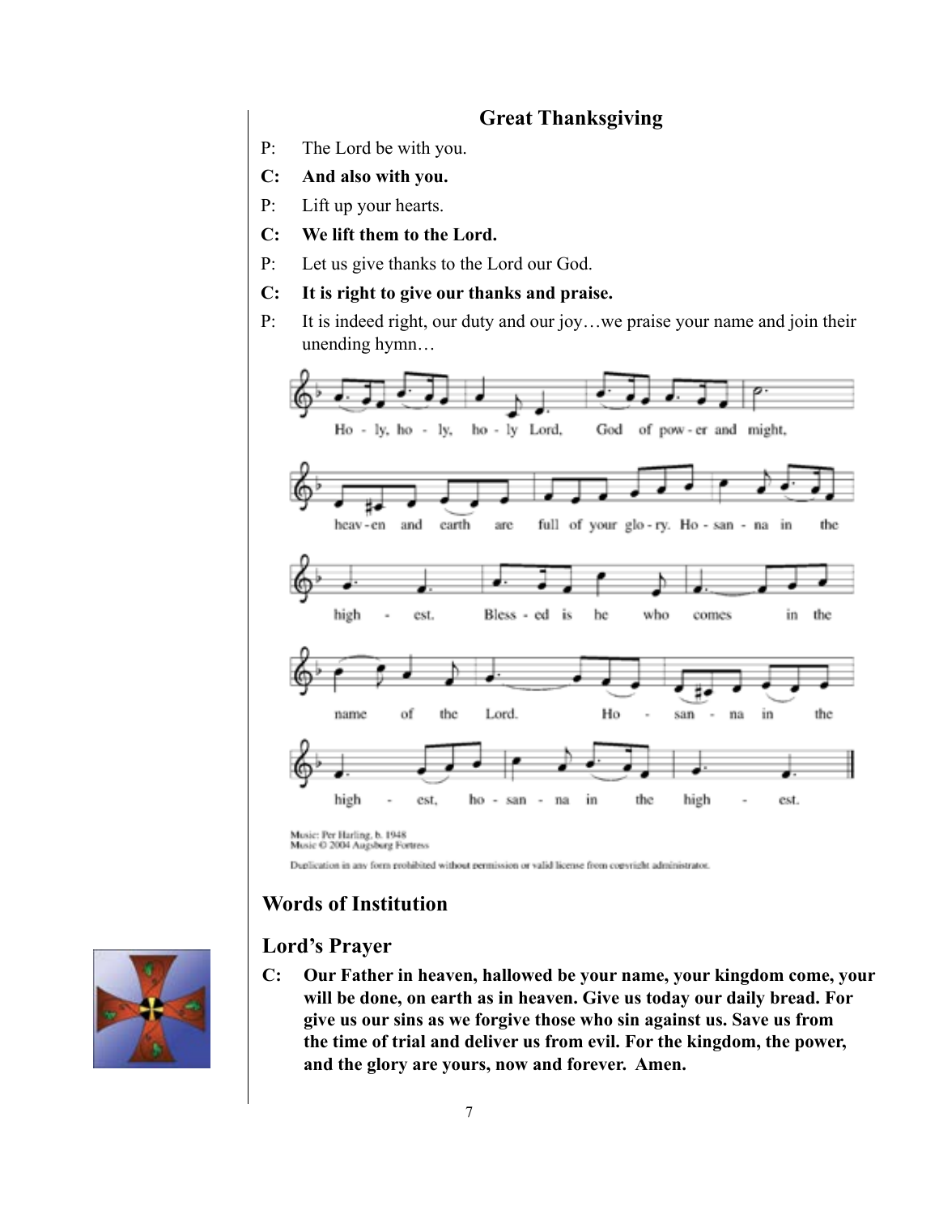## Great Thanksgiving

P: The Lord be with you.

**C: And also with you.**

P: Lift up your hearts.

**C: We lift them to the Lord.**

P: Let us give thanks to the Lord our God.

**C: It is right to give our thanks and praise.**

P: It is indeed right, our duty and our joy…we praise your name and join their unending hymn…

Ho - ly, ho - ly, ho - ly Lord, God of pow - er and might, heav - en and earth are full of your glo - ry. Ho - san - na in the high - est. Bless - ed is he who comes in the name of the Lord. Ho - san - na in the high - est, ho - san - na in the high - est.

Music: Per Harling, b. 1948
Music © 2004 Augsburg Fortress

Duplication in any form prohibited without permission or valid license from copyright administrator.

## Words of Institution

## Lord's Prayer

**C: Our Father in heaven, hallowed be your name, your kingdom come, your will be done, on earth as in heaven. Give us today our daily bread. For give us our sins as we forgive those who sin against us. Save us from the time of trial and deliver us from evil. For the kingdom, the power, and the glory are yours, now and forever. Amen.**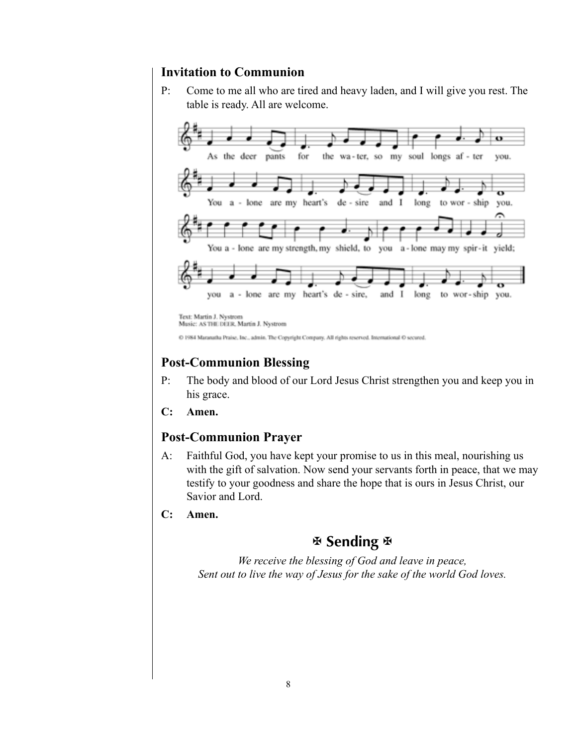## Invitation to Communion

P: Come to me all who are tired and heavy laden, and I will give you rest. The table is ready. All are welcome.

As the deer pants for the water, so my soul longs after you.
You alone are my heart's desire and I long to worship you.
You alone are my strength, my shield, to you alone may my spirit yield;
you alone are my heart's desire, and I long to worship you.

Text: Martin J. Nystrom
Music: AS THE DEER, Martin J. Nystrom

© 1984 Maranatha Praise, Inc., admin. The Copyright Company. All rights reserved. International © secured.

## Post-Communion Blessing

P: The body and blood of our Lord Jesus Christ strengthen you and keep you in his grace.

**C: Amen.**

## Post-Communion Prayer

A: Faithful God, you have kept your promise to us in this meal, nourishing us with the gift of salvation. Now send your servants forth in peace, that we may testify to your goodness and share the hope that is ours in Jesus Christ, our Savior and Lord.

**C: Amen.**

# ✠ Sending ✠

*We receive the blessing of God and leave in peace,*
*Sent out to live the way of Jesus for the sake of the world God loves.*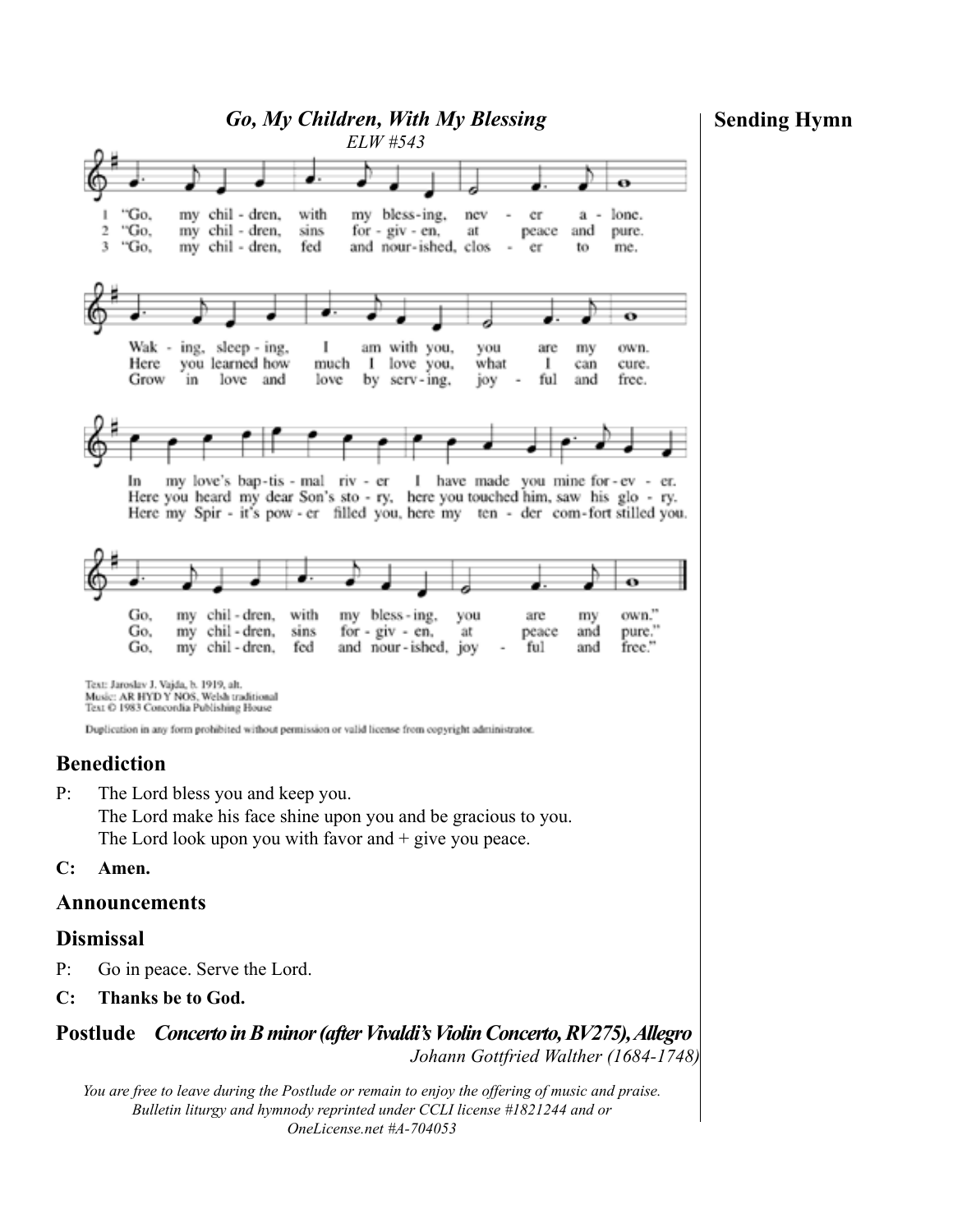## Sending Hymn

### *Go, My Children, With My Blessing*

*ELW #543*

1 "Go, my chil - dren, with my bless-ing, nev - er a - lone.
Wak - ing, sleep - ing, I am with you, you are my own.
In my love's bap-tis - mal riv - er I have made you mine for-ev - er.
Go, my chil-dren, with my bless-ing, you are my own."

2 "Go, my chil - dren, sins for - giv - en, at peace and pure.
Here you learned how much I love you, what I can cure.
Here you heard my dear Son's sto - ry, here you touched him, saw his glo - ry.
Go, my chil-dren, sins for - giv - en, at peace and pure."

3 "Go, my chil - dren, fed and nour-ished, clos - er to me.
Grow in love and love by serv-ing, joy - ful and free.
Here my Spir - it's pow - er filled you, here my ten - der com-fort stilled you.
Go, my chil-dren, fed and nour-ished, joy - ful and free."

Text: Jaroslav J. Vajda, b. 1919, alt.
Music: AR HYD Y NOS, Welsh traditional
Text © 1983 Concordia Publishing House

Duplication in any form prohibited without permission or valid license from copyright administrator.

## Benediction

P: The Lord bless you and keep you.
The Lord make his face shine upon you and be gracious to you.
The Lord look upon you with favor and + give you peace.

**C: Amen.**

## Announcements

## Dismissal

P: Go in peace. Serve the Lord.

**C: Thanks be to God.**

## Postlude *Concerto in B minor (after Vivaldi's Violin Concerto, RV275), Allegro*

*Johann Gottfried Walther (1684-1748)*

*You are free to leave during the Postlude or remain to enjoy the offering of music and praise.*
*Bulletin liturgy and hymnody reprinted under CCLI license #1821244 and or OneLicense.net #A-704053*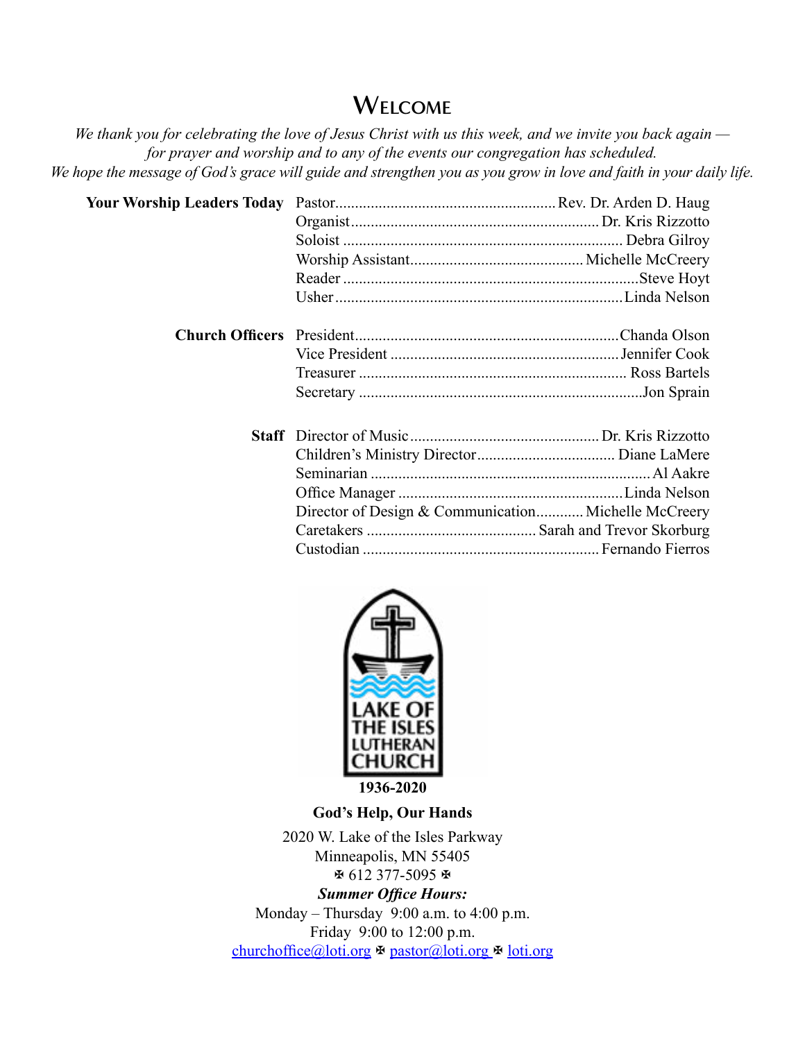# Welcome

*We thank you for celebrating the love of Jesus Christ with us this week, and we invite you back again — for prayer and worship and to any of the events our congregation has scheduled.*
*We hope the message of God's grace will guide and strengthen you as you grow in love and faith in your daily life.*

**Your Worship Leaders Today**

| | |
|---|---|
| Pastor | Rev. Dr. Arden D. Haug |
| Organist | Dr. Kris Rizzotto |
| Soloist | Debra Gilroy |
| Worship Assistant | Michelle McCreery |
| Reader | Steve Hoyt |
| Usher | Linda Nelson |

**Church Officers**

| | |
|---|---|
| President | Chanda Olson |
| Vice President | Jennifer Cook |
| Treasurer | Ross Bartels |
| Secretary | Jon Sprain |

**Staff**

| | |
|---|---|
| Director of Music | Dr. Kris Rizzotto |
| Children's Ministry Director | Diane LaMere |
| Seminarian | Al Aakre |
| Office Manager | Linda Nelson |
| Director of Design & Communication | Michelle McCreery |
| Caretakers | Sarah and Trevor Skorburg |
| Custodian | Fernando Fierros |

LAKE OF THE ISLES LUTHERAN CHURCH

**1936-2020**

**God's Help, Our Hands**

2020 W. Lake of the Isles Parkway
Minneapolis, MN 55405
✠ 612 377-5095 ✠

***Summer Office Hours:***
Monday – Thursday 9:00 a.m. to 4:00 p.m.
Friday 9:00 to 12:00 p.m.

churchoffice@loti.org ✠ pastor@loti.org ✠ loti.org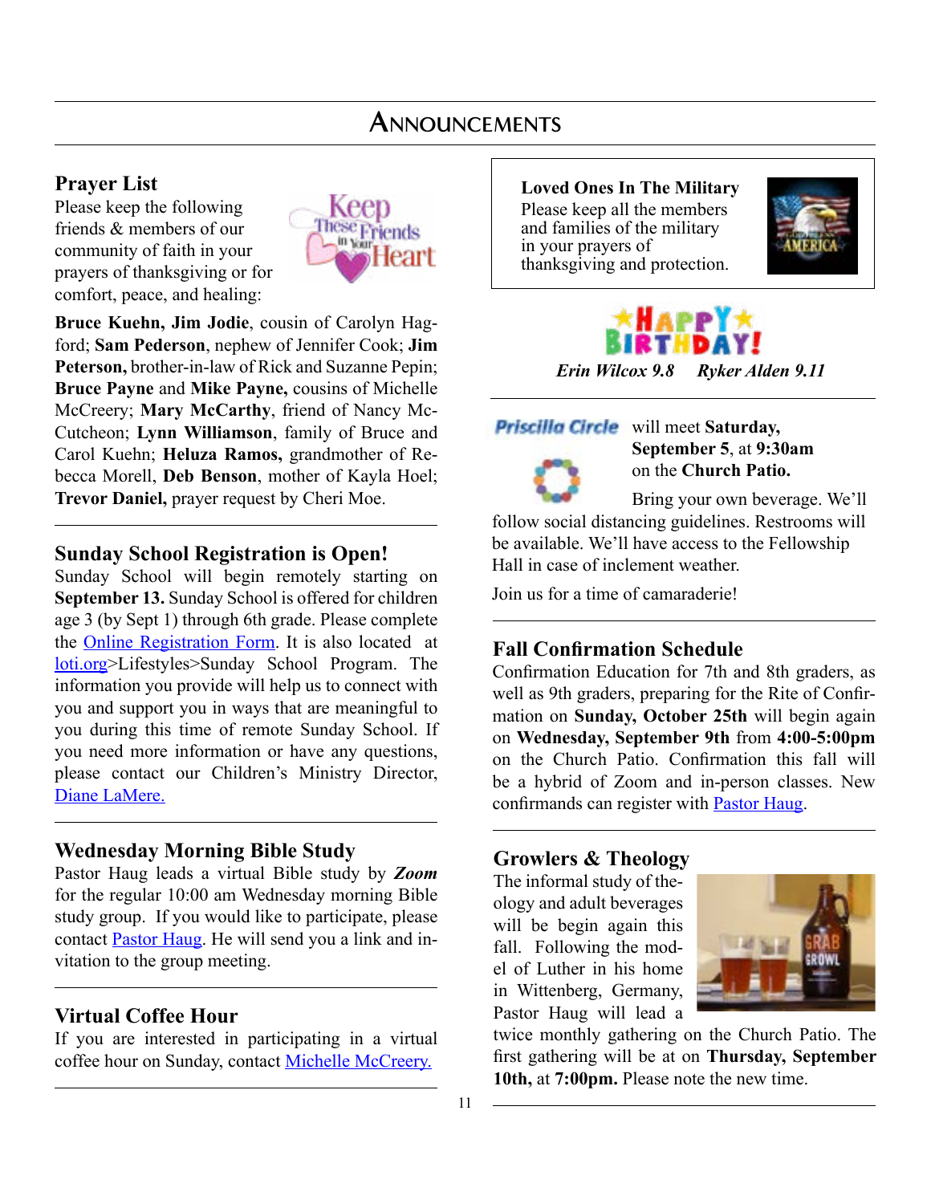# Announcements

## Prayer List

Please keep the following friends & members of our community of faith in your prayers of thanksgiving or for comfort, peace, and healing:

**Bruce Kuehn, Jim Jodie**, cousin of Carolyn Hagford; **Sam Pederson**, nephew of Jennifer Cook; **Jim Peterson,** brother-in-law of Rick and Suzanne Pepin; **Bruce Payne** and **Mike Payne,** cousins of Michelle McCreery; **Mary McCarthy**, friend of Nancy McCutcheon; **Lynn Williamson**, family of Bruce and Carol Kuehn; **Heluza Ramos,** grandmother of Rebecca Morell, **Deb Benson**, mother of Kayla Hoel; **Trevor Daniel,** prayer request by Cheri Moe.

## Sunday School Registration is Open!

Sunday School will begin remotely starting on **September 13.** Sunday School is offered for children age 3 (by Sept 1) through 6th grade. Please complete the Online Registration Form. It is also located at loti.org>Lifestyles>Sunday School Program. The information you provide will help us to connect with you and support you in ways that are meaningful to you during this time of remote Sunday School. If you need more information or have any questions, please contact our Children's Ministry Director, Diane LaMere.

## Wednesday Morning Bible Study

Pastor Haug leads a virtual Bible study by ***Zoom*** for the regular 10:00 am Wednesday morning Bible study group. If you would like to participate, please contact Pastor Haug. He will send you a link and invitation to the group meeting.

## Virtual Coffee Hour

If you are interested in participating in a virtual coffee hour on Sunday, contact Michelle McCreery.

## Loved Ones In The Military

Please keep all the members and families of the military in your prayers of thanksgiving and protection.

## Happy Birthday!

*Erin Wilcox 9.8* *Ryker Alden 9.11*

## Priscilla Circle

will meet **Saturday, September 5**, at **9:30am** on the **Church Patio.**

Bring your own beverage. We'll follow social distancing guidelines. Restrooms will be available. We'll have access to the Fellowship Hall in case of inclement weather.

Join us for a time of camaraderie!

## Fall Confirmation Schedule

Confirmation Education for 7th and 8th graders, as well as 9th graders, preparing for the Rite of Confirmation on **Sunday, October 25th** will begin again on **Wednesday, September 9th** from **4:00-5:00pm** on the Church Patio. Confirmation this fall will be a hybrid of Zoom and in-person classes. New confirmands can register with Pastor Haug.

## Growlers & Theology

The informal study of theology and adult beverages will be begin again this fall. Following the model of Luther in his home in Wittenberg, Germany, Pastor Haug will lead a twice monthly gathering on the Church Patio. The first gathering will be at on **Thursday, September 10th,** at **7:00pm.** Please note the new time.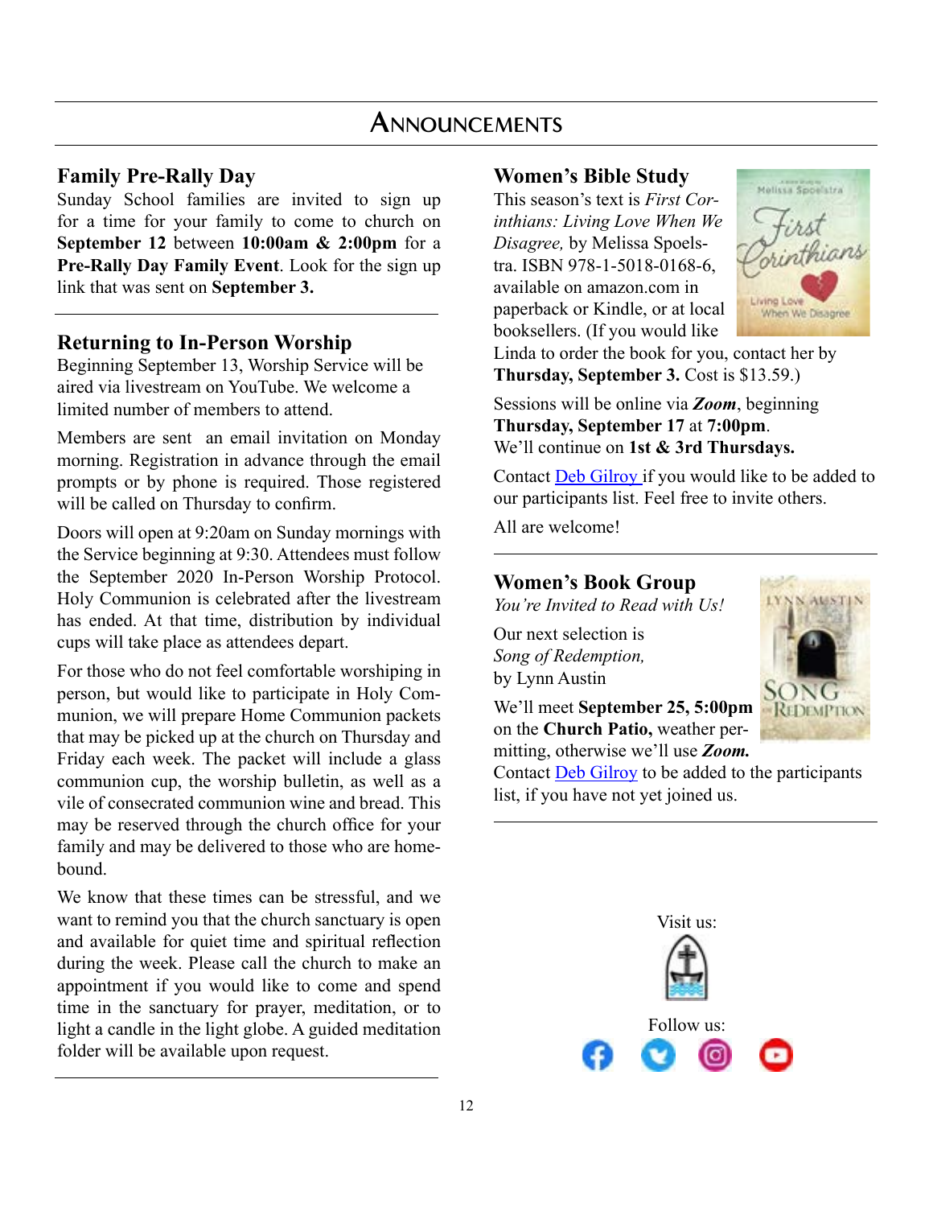# ANNOUNCEMENTS

## Family Pre-Rally Day

Sunday School families are invited to sign up for a time for your family to come to church on **September 12** between **10:00am & 2:00pm** for a **Pre-Rally Day Family Event**. Look for the sign up link that was sent on **September 3.**

## Returning to In-Person Worship

Beginning September 13, Worship Service will be aired via livestream on YouTube. We welcome a limited number of members to attend.

Members are sent an email invitation on Monday morning. Registration in advance through the email prompts or by phone is required. Those registered will be called on Thursday to confirm.

Doors will open at 9:20am on Sunday mornings with the Service beginning at 9:30. Attendees must follow the September 2020 In-Person Worship Protocol. Holy Communion is celebrated after the livestream has ended. At that time, distribution by individual cups will take place as attendees depart.

For those who do not feel comfortable worshiping in person, but would like to participate in Holy Communion, we will prepare Home Communion packets that may be picked up at the church on Thursday and Friday each week. The packet will include a glass communion cup, the worship bulletin, as well as a vile of consecrated communion wine and bread. This may be reserved through the church office for your family and may be delivered to those who are homebound.

We know that these times can be stressful, and we want to remind you that the church sanctuary is open and available for quiet time and spiritual reflection during the week. Please call the church to make an appointment if you would like to come and spend time in the sanctuary for prayer, meditation, or to light a candle in the light globe. A guided meditation folder will be available upon request.

## Women's Bible Study

This season's text is *First Corinthians: Living Love When We Disagree,* by Melissa Spoelstra. ISBN 978-1-5018-0168-6, available on amazon.com in paperback or Kindle, or at local booksellers. (If you would like Linda to order the book for you, contact her by **Thursday, September 3.** Cost is $13.59.)

Sessions will be online via ***Zoom***, beginning **Thursday, September 17** at **7:00pm**.
We'll continue on **1st & 3rd Thursdays.**

Contact Deb Gilroy if you would like to be added to our participants list. Feel free to invite others.

All are welcome!

## Women's Book Group

*You're Invited to Read with Us!*

Our next selection is
*Song of Redemption,*
by Lynn Austin

We'll meet **September 25, 5:00pm** on the **Church Patio,** weather permitting, otherwise we'll use ***Zoom.***
Contact Deb Gilroy to be added to the participants list, if you have not yet joined us.

Visit us:

Follow us: